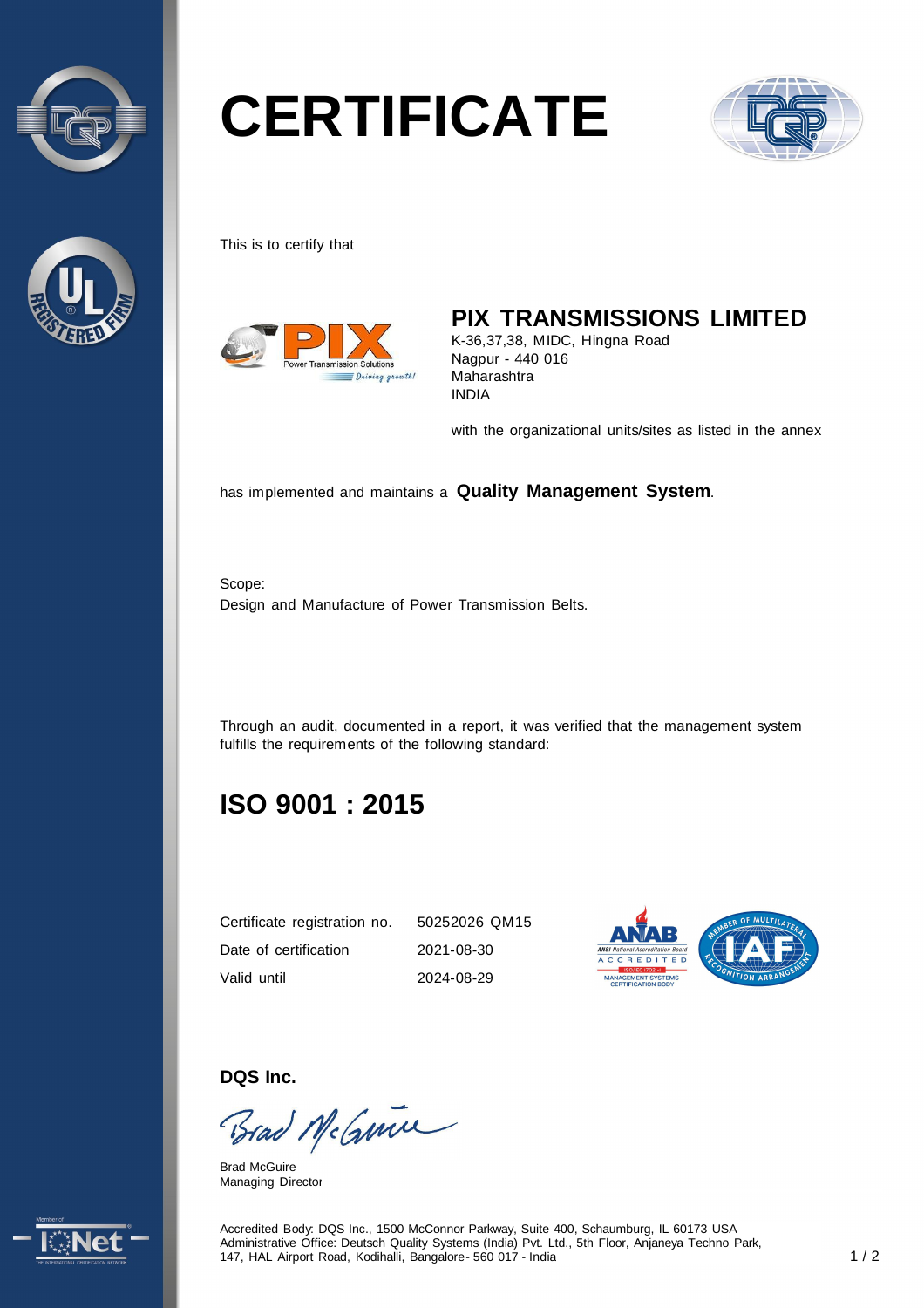# CERTIFICATE

This is to certify that

## PIX TRANSMISSIONS LIMITED

K-36,37,38, MIDC, Hingna Road
Nagpur - 440 016
Maharashtra
INDIA

with the organizational units/sites as listed in the annex

has implemented and maintains a **Quality Management System**.

Scope:
Design and Manufacture of Power Transmission Belts.

Through an audit, documented in a report, it was verified that the management system fulfills the requirements of the following standard:

## ISO 9001 : 2015

| | |
|---|---|
| Certificate registration no. | 50252026 QM15 |
| Date of certification | 2021-08-30 |
| Valid until | 2024-08-29 |

**DQS Inc.**

Brad McGuire
Managing Director

Accredited Body: DQS Inc., 1500 McConnor Parkway, Suite 400, Schaumburg, IL 60173 USA
Administrative Office: Deutsch Quality Systems (India) Pvt. Ltd., 5th Floor, Anjaneya Techno Park, 147, HAL Airport Road, Kodihalli, Bangalore- 560 017 - India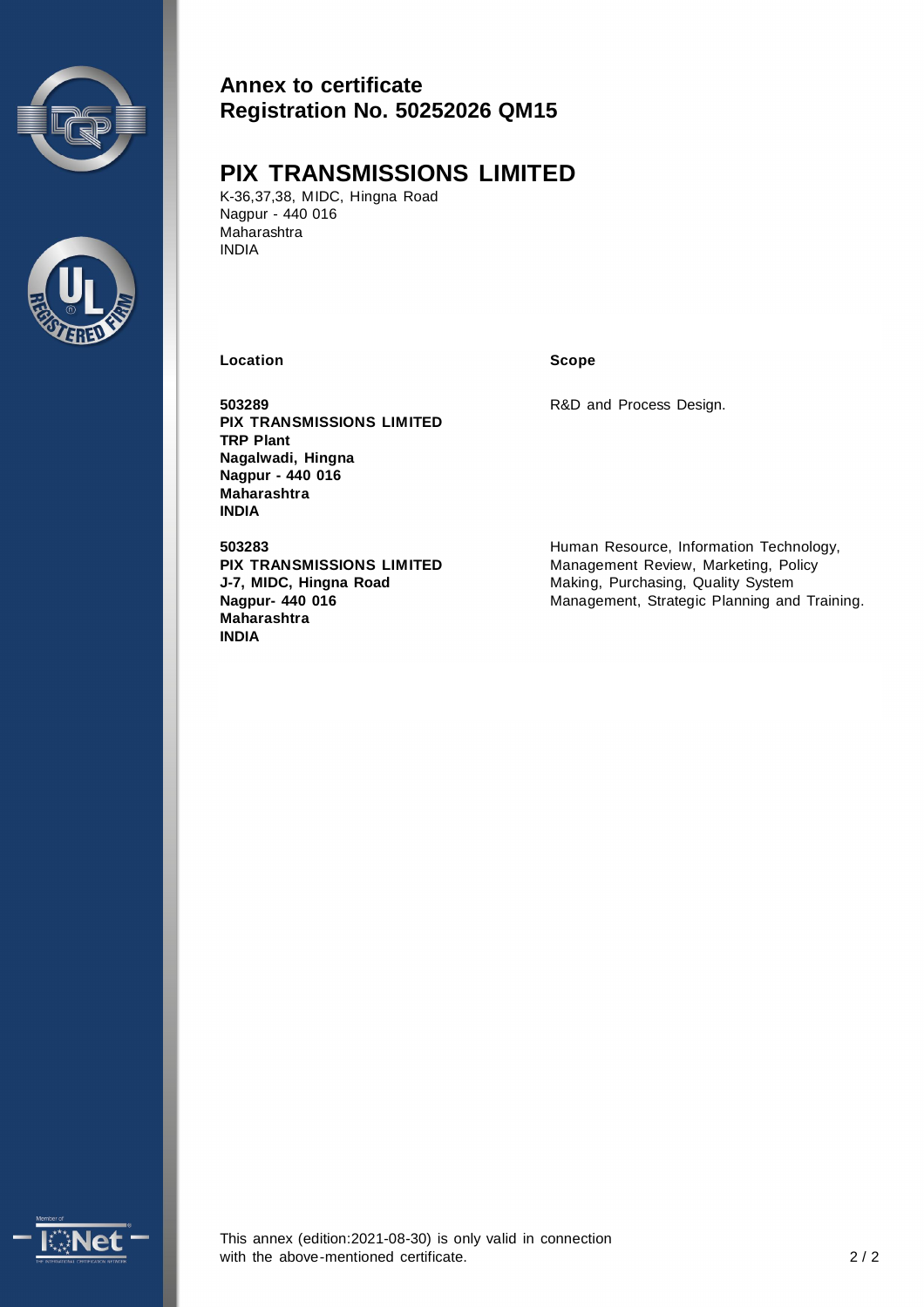# Annex to certificate
# Registration No. 50252026 QM15

## PIX TRANSMISSIONS LIMITED

K-36,37,38, MIDC, Hingna Road
Nagpur - 440 016
Maharashtra
INDIA

| Location | Scope |
| --- | --- |
| **503289**<br>**PIX TRANSMISSIONS LIMITED**<br>**TRP Plant**<br>**Nagalwadi, Hingna**<br>**Nagpur - 440 016**<br>**Maharashtra**<br>**INDIA** | R&D and Process Design. |
| **503283**<br>**PIX TRANSMISSIONS LIMITED**<br>**J-7, MIDC, Hingna Road**<br>**Nagpur- 440 016**<br>**Maharashtra**<br>**INDIA** | Human Resource, Information Technology, Management Review, Marketing, Policy Making, Purchasing, Quality System Management, Strategic Planning and Training. |

This annex (edition:2021-08-30) is only valid in connection with the above-mentioned certificate.